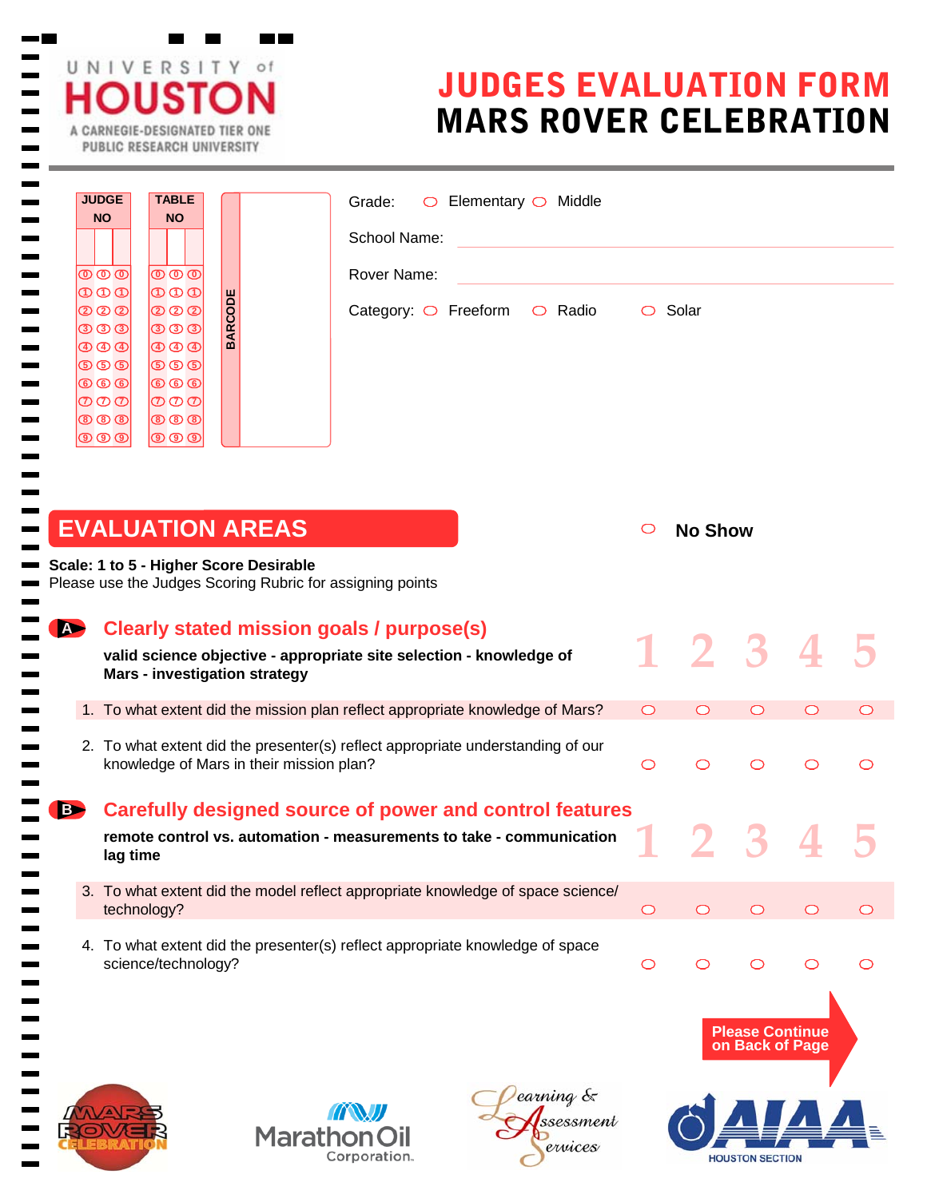UNIVERSITY of HOUSTON
A CARNEGIE-DESIGNATED TIER ONE PUBLIC RESEARCH UNIVERSITY

# JUDGES EVALUATION FORM
# MARS ROVER CELEBRATION

| JUDGE NO | TABLE NO | BARCODE |
|---|---|---|
| 0 1 2 3 4 5 6 7 8 9 | 0 1 2 3 4 5 6 7 8 9 | |

Grade: ○ Elementary ○ Middle

School Name: ______________________

Rover Name: ______________________

Category: ○ Freeform ○ Radio ○ Solar

## EVALUATION AREAS

○ **No Show**

**Scale: 1 to 5 - Higher Score Desirable**
Please use the Judges Scoring Rubric for assigning points

### A Clearly stated mission goals / purpose(s)

**valid science objective - appropriate site selection - knowledge of Mars - investigation strategy**

| | 1 | 2 | 3 | 4 | 5 |
|---|---|---|---|---|---|
| 1. To what extent did the mission plan reflect appropriate knowledge of Mars? | ○ | ○ | ○ | ○ | ○ |
| 2. To what extent did the presenter(s) reflect appropriate understanding of our knowledge of Mars in their mission plan? | ○ | ○ | ○ | ○ | ○ |

### B Carefully designed source of power and control features

**remote control vs. automation - measurements to take - communication lag time**

| | 1 | 2 | 3 | 4 | 5 |
|---|---|---|---|---|---|
| 3. To what extent did the model reflect appropriate knowledge of space science/ technology? | ○ | ○ | ○ | ○ | ○ |
| 4. To what extent did the presenter(s) reflect appropriate knowledge of space science/technology? | ○ | ○ | ○ | ○ | ○ |

Please Continue on Back of Page

MARS ROVER CELEBRATION | Marathon Oil Corporation | Learning & Assessment Services | AIAA HOUSTON SECTION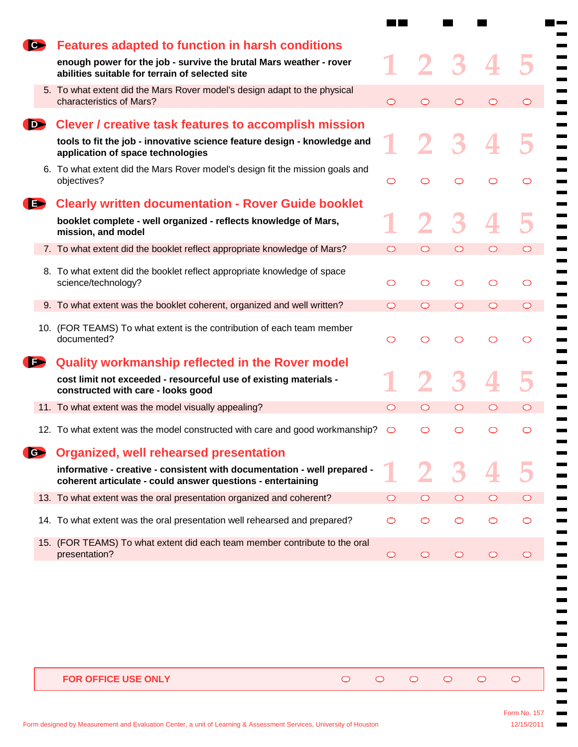## C Features adapted to function in harsh conditions

**enough power for the job - survive the brutal Mars weather - rover abilities suitable for terrain of selected site**

| | 1 | 2 | 3 | 4 | 5 |
|---|---|---|---|---|---|
| 5. To what extent did the Mars Rover model's design adapt to the physical characteristics of Mars? | ⬭ | ⬭ | ⬭ | ⬭ | ⬭ |

## D Clever / creative task features to accomplish mission

**tools to fit the job - innovative science feature design - knowledge and application of space technologies**

| | 1 | 2 | 3 | 4 | 5 |
|---|---|---|---|---|---|
| 6. To what extent did the Mars Rover model's design fit the mission goals and objectives? | ⬭ | ⬭ | ⬭ | ⬭ | ⬭ |

## E Clearly written documentation - Rover Guide booklet

**booklet complete - well organized - reflects knowledge of Mars, mission, and model**

| | 1 | 2 | 3 | 4 | 5 |
|---|---|---|---|---|---|
| 7. To what extent did the booklet reflect appropriate knowledge of Mars? | ⬭ | ⬭ | ⬭ | ⬭ | ⬭ |
| 8. To what extent did the booklet reflect appropriate knowledge of space science/technology? | ⬭ | ⬭ | ⬭ | ⬭ | ⬭ |
| 9. To what extent was the booklet coherent, organized and well written? | ⬭ | ⬭ | ⬭ | ⬭ | ⬭ |
| 10. (FOR TEAMS) To what extent is the contribution of each team member documented? | ⬭ | ⬭ | ⬭ | ⬭ | ⬭ |

## F Quality workmanship reflected in the Rover model

**cost limit not exceeded - resourceful use of existing materials - constructed with care - looks good**

| | 1 | 2 | 3 | 4 | 5 |
|---|---|---|---|---|---|
| 11. To what extent was the model visually appealing? | ⬭ | ⬭ | ⬭ | ⬭ | ⬭ |
| 12. To what extent was the model constructed with care and good workmanship? | ⬭ | ⬭ | ⬭ | ⬭ | ⬭ |

## G Organized, well rehearsed presentation

**informative - creative - consistent with documentation - well prepared - coherent articulate - could answer questions - entertaining**

| | 1 | 2 | 3 | 4 | 5 |
|---|---|---|---|---|---|
| 13. To what extent was the oral presentation organized and coherent? | ⬭ | ⬭ | ⬭ | ⬭ | ⬭ |
| 14. To what extent was the oral presentation well rehearsed and prepared? | ⬭ | ⬭ | ⬭ | ⬭ | ⬭ |
| 15. (FOR TEAMS) To what extent did each team member contribute to the oral presentation? | ⬭ | ⬭ | ⬭ | ⬭ | ⬭ |

**FOR OFFICE USE ONLY** ⬭ ⬭ ⬭ ⬭ ⬭ ⬭

Form designed by Measurement and Evaluation Center, a unit of Learning & Assessment Services, University of Houston

Form No. 157
12/15/2011